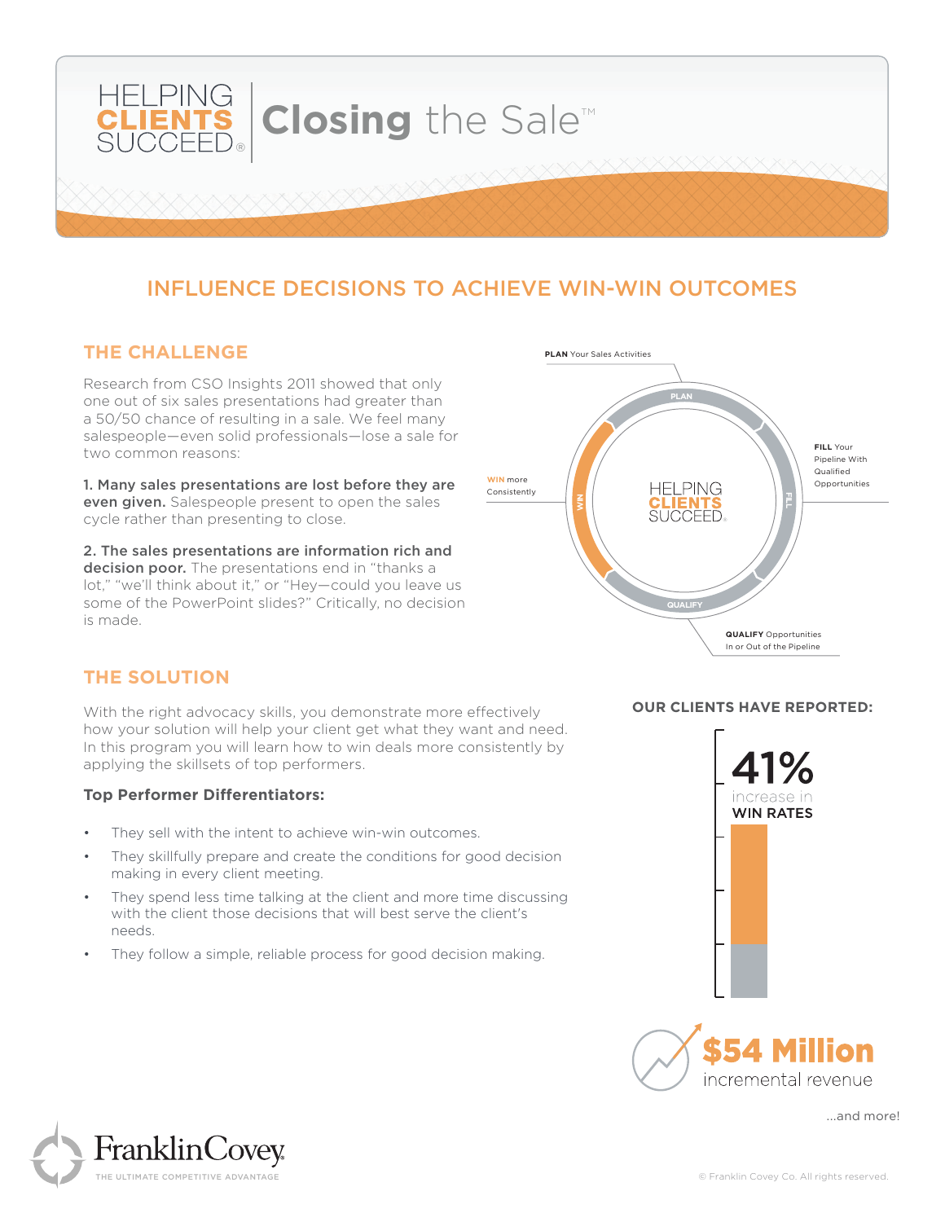# HELPING CLIENTS SUCCEED® | Closing the Sale™

## INFLUENCE DECISIONS TO ACHIEVE WIN-WIN OUTCOMES

### THE CHALLENGE

Research from CSO Insights 2011 showed that only one out of six sales presentations had greater than a 50/50 chance of resulting in a sale. We feel many salespeople—even solid professionals—lose a sale for two common reasons:

**1. Many sales presentations are lost before they are even given.** Salespeople present to open the sales cycle rather than presenting to close.

**2. The sales presentations are information rich and decision poor.** The presentations end in "thanks a lot," "we'll think about it," or "Hey—could you leave us some of the PowerPoint slides?" Critically, no decision is made.

**PLAN** Your Sales Activities

**FILL** Your Pipeline With Qualified Opportunities

**QUALIFY** Opportunities In or Out of the Pipeline

**WIN** more Consistently

### THE SOLUTION

With the right advocacy skills, you demonstrate more effectively how your solution will help your client get what they want and need. In this program you will learn how to win deals more consistently by applying the skillsets of top performers.

**Top Performer Differentiators:**

- They sell with the intent to achieve win-win outcomes.
- They skillfully prepare and create the conditions for good decision making in every client meeting.
- They spend less time talking at the client and more time discussing with the client those decisions that will best serve the client's needs.
- They follow a simple, reliable process for good decision making.

**OUR CLIENTS HAVE REPORTED:**

**41%** increase in **WIN RATES**

**$54 Million** incremental revenue

...and more!

FranklinCovey — THE ULTIMATE COMPETITIVE ADVANTAGE

© Franklin Covey Co. All rights reserved.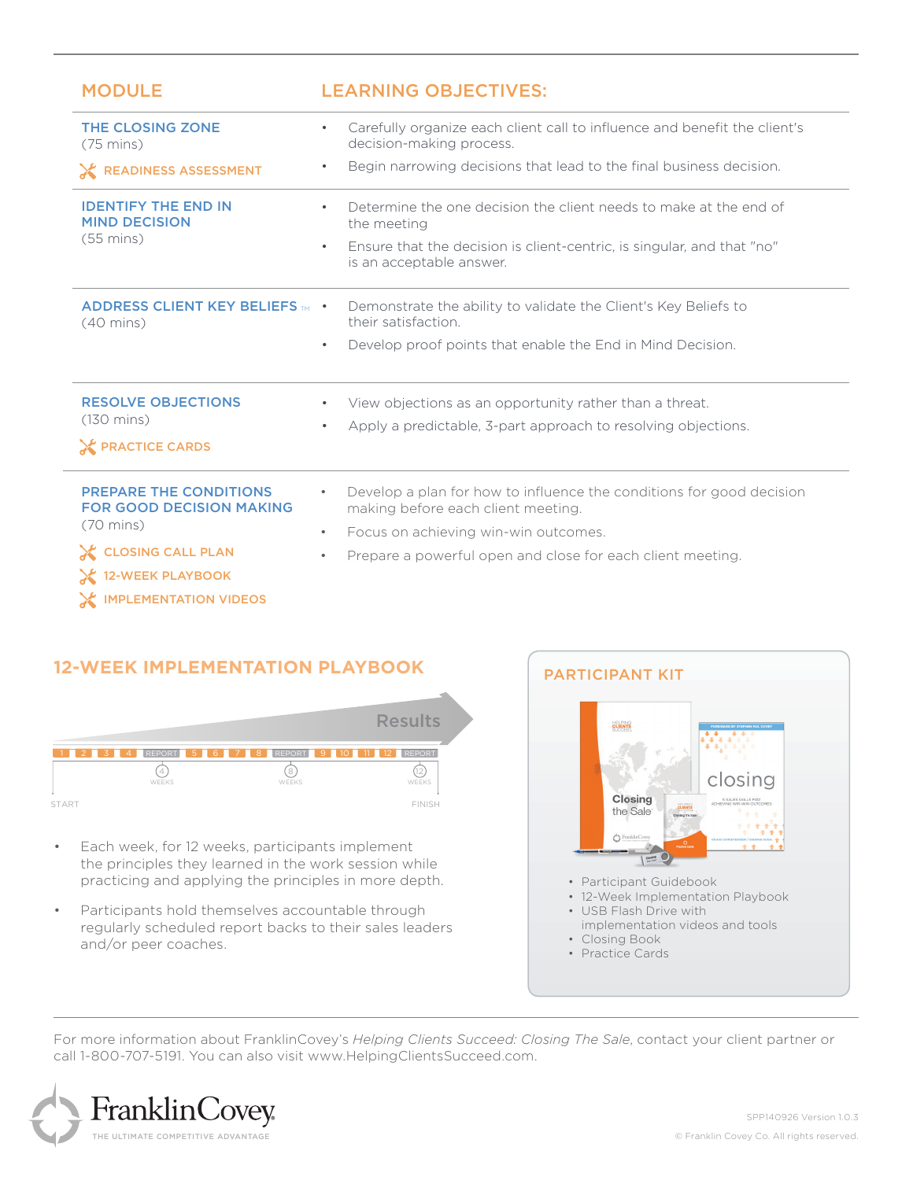| MODULE | LEARNING OBJECTIVES: |
| --- | --- |
| **THE CLOSING ZONE** (75 mins) READINESS ASSESSMENT | • Carefully organize each client call to influence and benefit the client's decision-making process. • Begin narrowing decisions that lead to the final business decision. |
| **IDENTIFY THE END IN MIND DECISION** (55 mins) | • Determine the one decision the client needs to make at the end of the meeting • Ensure that the decision is client-centric, is singular, and that "no" is an acceptable answer. |
| **ADDRESS CLIENT KEY BELIEFS™** (40 mins) | • Demonstrate the ability to validate the Client's Key Beliefs to their satisfaction. • Develop proof points that enable the End in Mind Decision. |
| **RESOLVE OBJECTIONS** (130 mins) PRACTICE CARDS | • View objections as an opportunity rather than a threat. • Apply a predictable, 3-part approach to resolving objections. |
| **PREPARE THE CONDITIONS FOR GOOD DECISION MAKING** (70 mins) CLOSING CALL PLAN, 12-WEEK PLAYBOOK, IMPLEMENTATION VIDEOS | • Develop a plan for how to influence the conditions for good decision making before each client meeting. • Focus on achieving win-win outcomes. • Prepare a powerful open and close for each client meeting. |

## 12-WEEK IMPLEMENTATION PLAYBOOK

Results

1 2 3 4 REPORT 5 6 7 8 REPORT 9 10 11 12 REPORT

4 WEEKS 8 WEEKS 12 WEEKS

START FINISH

- Each week, for 12 weeks, participants implement the principles they learned in the work session while practicing and applying the principles in more depth.
- Participants hold themselves accountable through regularly scheduled report backs to their sales leaders and/or peer coaches.

## PARTICIPANT KIT

- Participant Guidebook
- 12-Week Implementation Playbook
- USB Flash Drive with implementation videos and tools
- Closing Book
- Practice Cards

For more information about FranklinCovey's *Helping Clients Succeed: Closing The Sale*, contact your client partner or call 1-800-707-5191. You can also visit www.HelpingClientsSucceed.com.

FranklinCovey
THE ULTIMATE COMPETITIVE ADVANTAGE

SPP140926 Version 1.0.3

© Franklin Covey Co. All rights reserved.